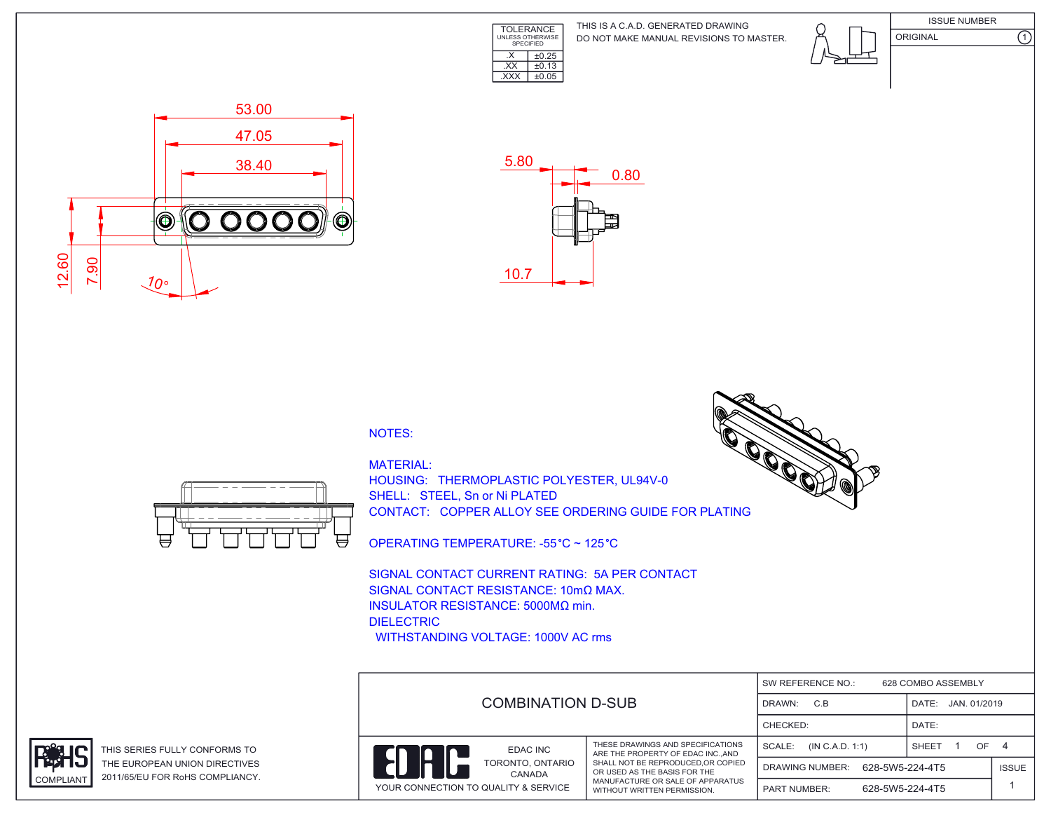| TOLERANCE UNLESS OTHERWISE SPECIFIED | |
|---|---|
| .X | ±0.25 |
| .XX | ±0.13 |
| .XXX | ±0.05 |

THIS IS A C.A.D. GENERATED DRAWING
DO NOT MAKE MANUAL REVISIONS TO MASTER.

| ISSUE NUMBER | |
|---|---|
| ORIGINAL | 1 |

53.00
47.05
38.40
12.60
7.90
10°

5.80
0.80
10.7

NOTES:

MATERIAL:
HOUSING: THERMOPLASTIC POLYESTER, UL94V-0
SHELL: STEEL, Sn or Ni PLATED
CONTACT: COPPER ALLOY SEE ORDERING GUIDE FOR PLATING

OPERATING TEMPERATURE: -55°C ~ 125°C

SIGNAL CONTACT CURRENT RATING: 5A PER CONTACT
SIGNAL CONTACT RESISTANCE: 10mΩ MAX.
INSULATOR RESISTANCE: 5000MΩ min.
DIELECTRIC
WITHSTANDING VOLTAGE: 1000V AC rms

RoHS COMPLIANT

THIS SERIES FULLY CONFORMS TO THE EUROPEAN UNION DIRECTIVES 2011/65/EU FOR RoHS COMPLIANCY.

COMBINATION D-SUB

EDAC INC
TORONTO, ONTARIO
CANADA
YOUR CONNECTION TO QUALITY & SERVICE

THESE DRAWINGS AND SPECIFICATIONS ARE THE PROPERTY OF EDAC INC.,AND SHALL NOT BE REPRODUCED,OR COPIED OR USED AS THE BASIS FOR THE MANUFACTURE OR SALE OF APPARATUS WITHOUT WRITTEN PERMISSION.

| SW REFERENCE NO.: 628 COMBO ASSEMBLY | | |
|---|---|---|
| DRAWN: C.B | DATE: JAN. 01/2019 | |
| CHECKED: | DATE: | |
| SCALE: (IN C.A.D. 1:1) | SHEET 1 OF 4 | |
| DRAWING NUMBER: 628-5W5-224-4T5 | | ISSUE |
| PART NUMBER: 628-5W5-224-4T5 | | 1 |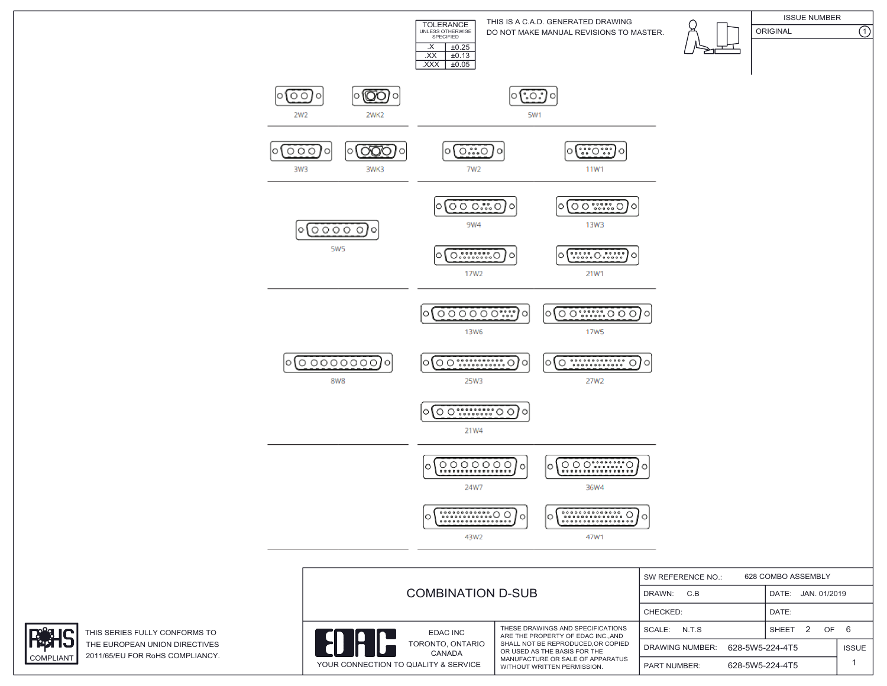| TOLERANCE UNLESS OTHERWISE SPECIFIED | |
|---|---|
| .X | ±0.25 |
| .XX | ±0.13 |
| .XXX | ±0.05 |

THIS IS A C.A.D. GENERATED DRAWING
DO NOT MAKE MANUAL REVISIONS TO MASTER.

| ISSUE NUMBER | |
|---|---|
| ORIGINAL | 1 |

2W2 2WK2 5W1

3W3 3WK3 7W2 11W1

5W5 9W4 13W3 17W2 21W1

8W8 13W6 17W5 25W3 27W2 21W4

24W7 36W4 43W2 47W1

# COMBINATION D-SUB

| SW REFERENCE NO.: | 628 COMBO ASSEMBLY | | |
|---|---|---|---|
| DRAWN: C.B | | DATE: JAN. 01/2019 | |
| CHECKED: | | DATE: | |
| SCALE: N.T.S | | SHEET 2 OF 6 | |
| DRAWING NUMBER: | 628-5W5-224-4T5 | | ISSUE |
| PART NUMBER: | 628-5W5-224-4T5 | | 1 |

EDAC
EDAC INC
TORONTO, ONTARIO
CANADA
YOUR CONNECTION TO QUALITY & SERVICE

THESE DRAWINGS AND SPECIFICATIONS ARE THE PROPERTY OF EDAC INC.,AND SHALL NOT BE REPRODUCED,OR COPIED OR USED AS THE BASIS FOR THE MANUFACTURE OR SALE OF APPARATUS WITHOUT WRITTEN PERMISSION.

RoHS COMPLIANT

THIS SERIES FULLY CONFORMS TO THE EUROPEAN UNION DIRECTIVES 2011/65/EU FOR RoHS COMPLIANCY.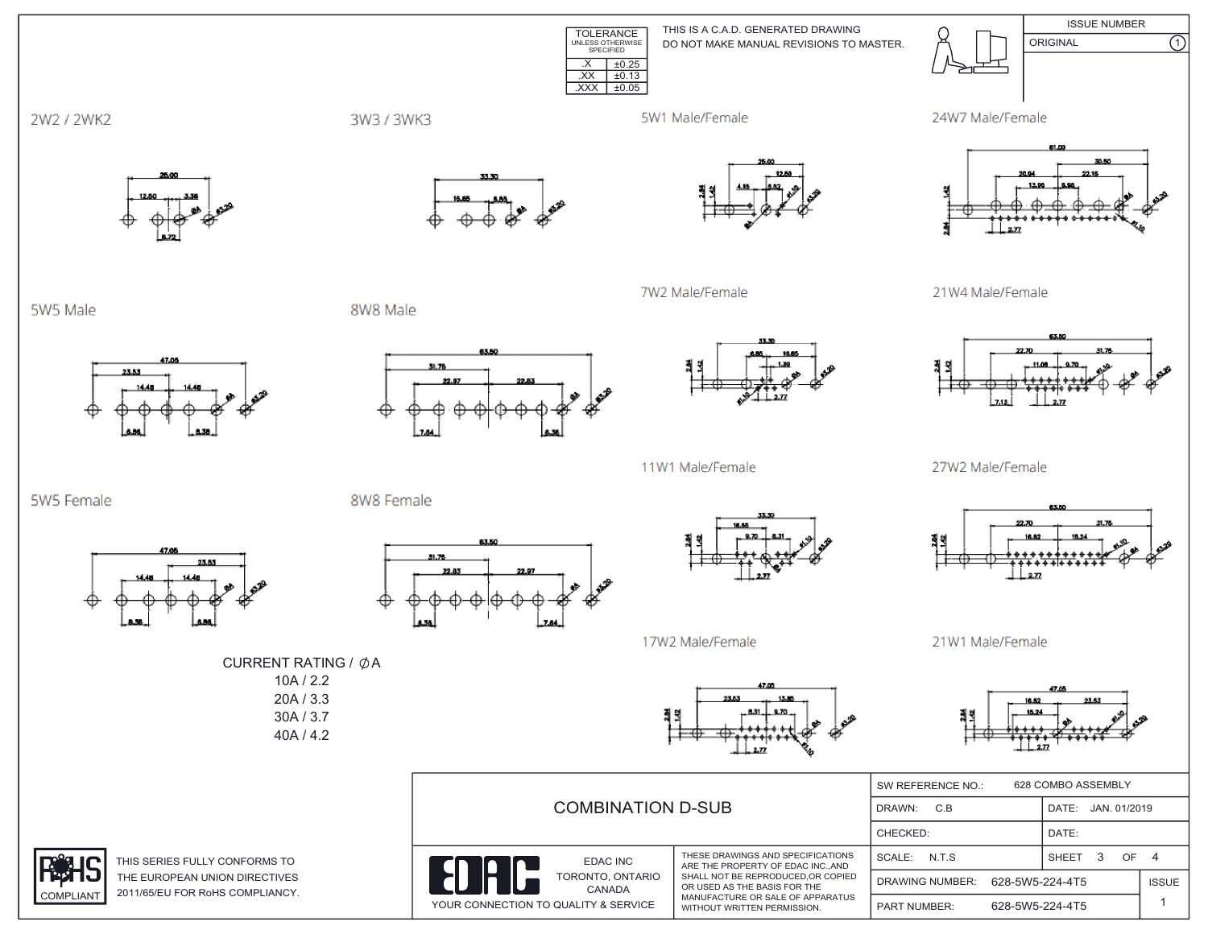| TOLERANCE UNLESS OTHERWISE SPECIFIED | |
|---|---|
| .X | ±0.25 |
| .XX | ±0.13 |
| .XXX | ±0.05 |

THIS IS A C.A.D. GENERATED DRAWING
DO NOT MAKE MANUAL REVISIONS TO MASTER.

| ISSUE NUMBER | |
|---|---|
| ORIGINAL | 1 |

2W2 / 2WK2

3W3 / 3WK3

5W1 Male/Female

24W7 Male/Female

5W5 Male

8W8 Male

7W2 Male/Female

21W4 Male/Female

11W1 Male/Female

27W2 Male/Female

5W5 Female

8W8 Female

17W2 Male/Female

21W1 Male/Female

CURRENT RATING / ∅A
10A / 2.2
20A / 3.3
30A / 3.7
40A / 4.2

RoHS COMPLIANT

THIS SERIES FULLY CONFORMS TO THE EUROPEAN UNION DIRECTIVES 2011/65/EU FOR RoHS COMPLIANCY.

COMBINATION D-SUB

EDAC INC
TORONTO, ONTARIO
CANADA

YOUR CONNECTION TO QUALITY & SERVICE

THESE DRAWINGS AND SPECIFICATIONS ARE THE PROPERTY OF EDAC INC.,AND SHALL NOT BE REPRODUCED,OR COPIED OR USED AS THE BASIS FOR THE MANUFACTURE OR SALE OF APPARATUS WITHOUT WRITTEN PERMISSION.

| SW REFERENCE NO.: 628 COMBO ASSEMBLY | | |
|---|---|---|
| DRAWN: C.B | DATE: JAN. 01/2019 | |
| CHECKED: | DATE: | |
| SCALE: N.T.S | SHEET 3 OF 4 | |
| DRAWING NUMBER: 628-5W5-224-4T5 | | ISSUE |
| PART NUMBER: 628-5W5-224-4T5 | | 1 |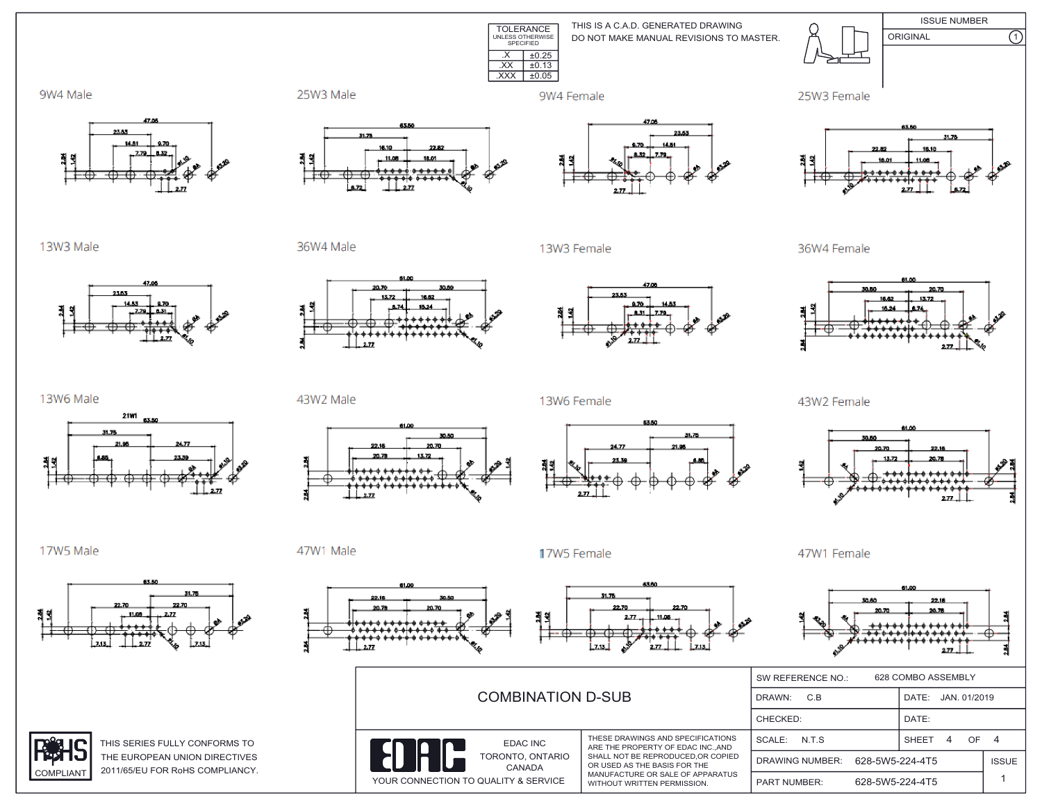| TOLERANCE UNLESS OTHERWISE SPECIFIED | |
|---|---|
| .X | ±0.25 |
| .XX | ±0.13 |
| .XXX | ±0.05 |

THIS IS A C.A.D. GENERATED DRAWING
DO NOT MAKE MANUAL REVISIONS TO MASTER.

| ISSUE NUMBER | |
|---|---|
| ORIGINAL | 1 |

9W4 Male

47.05
23.53
14.81
9.70
7.79
8.32
2.84
1.42
2.77
Ø1.10
Ø4
Ø3.20

25W3 Male

63.50
31.75
16.10
22.82
11.08
18.01
2.84
1.42
6.72
2.77
Ø4
Ø3.20
Ø1.10

9W4 Female

47.05
23.53
14.81
9.70
8.32
7.79
2.84
1.42
Ø1.10
2.77
Ø4
Ø3.20

25W3 Female

63.50
31.75
22.82
16.10
18.01
11.08
2.84
1.42
Ø1.10
2.77
6.72
Ø4
Ø3.20

13W3 Male

47.05
23.53
14.53
9.70
7.79
8.31
2.84
1.42
2.77
Ø4
Ø3.20
Ø1.10

36W4 Male

61.00
20.70
30.50
13.72
16.52
8.74
15.24
2.84
1.42
2.84
2.77
Ø4
Ø3.20
Ø1.10

13W3 Female

47.05
23.53
9.70
14.53
8.31
7.79
2.84
1.42
Ø1.10
2.77
Ø4
Ø3.20

36W4 Female

61.00
30.50
20.70
16.52
13.72
15.24
8.74
2.84
1.42
2.84
2.77
Ø4
Ø3.20
Ø1.10

13W6 Male

21W1
63.50
31.75
21.95
24.77
6.86
23.39
2.84
1.42
Ø4
Ø1.10
Ø3.20
2.77

43W2 Male

61.00
30.50
22.16
20.70
20.78
13.72
2.84
1.42
2.84
2.77
Ø4
Ø3.20
Ø1.10

13W6 Female

63.50
31.75
24.77
21.95
23.39
6.86
2.84
1.42
Ø1.10
2.77
Ø4
Ø3.20

43W2 Female

61.00
30.50
20.70
22.16
13.72
20.78
1.42
2.84
Ø4
Ø1.10
2.77
Ø3.20

17W5 Male

63.50
31.75
22.70
22.70
11.08
2.77
2.84
1.42
7.13
2.77
7.13
Ø1.10
Ø4
Ø3.20

47W1 Male

61.00
22.16
30.50
20.78
20.70
2.84
1.42
2.84
2.77
Ø4
Ø3.20
Ø1.10

17W5 Female

63.50
31.75
22.70
22.70
2.77
11.08
2.84
1.42
7.13
Ø1.10
2.77
7.13
Ø4
Ø3.20

47W1 Female

61.00
30.50
22.16
20.70
20.78
1.42
2.84
Ø3.20
Ø4
Ø1.10
2.77

THIS SERIES FULLY CONFORMS TO THE EUROPEAN UNION DIRECTIVES 2011/65/EU FOR RoHS COMPLIANCY.

RoHS COMPLIANT

# COMBINATION D-SUB

EDAC INC
TORONTO, ONTARIO
CANADA
YOUR CONNECTION TO QUALITY & SERVICE

THESE DRAWINGS AND SPECIFICATIONS ARE THE PROPERTY OF EDAC INC.,AND SHALL NOT BE REPRODUCED,OR COPIED OR USED AS THE BASIS FOR THE MANUFACTURE OR SALE OF APPARATUS WITHOUT WRITTEN PERMISSION.

| | | | |
|---|---|---|---|
| SW REFERENCE NO.: | 628 COMBO ASSEMBLY | | |
| DRAWN: C.B | | DATE: JAN. 01/2019 | |
| CHECKED: | | DATE: | |
| SCALE: N.T.S | | SHEET 4 OF 4 | |
| DRAWING NUMBER: | 628-5W5-224-4T5 | | ISSUE |
| PART NUMBER: | 628-5W5-224-4T5 | | 1 |